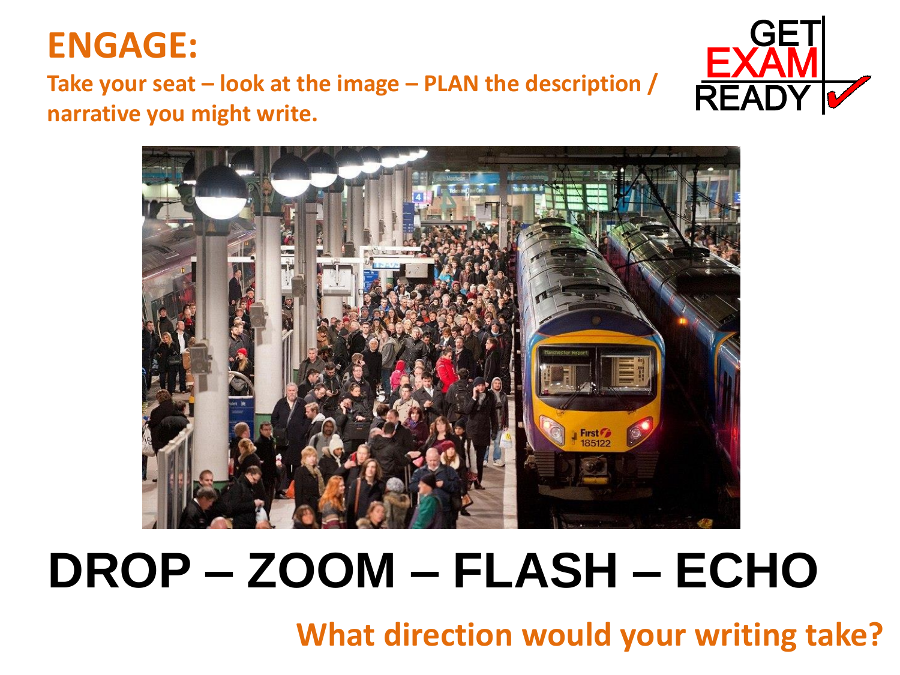# ENGAGE:

**Take your seat – look at the image – PLAN the description / narrative you might write.**

GET EXAM READY

# DROP – ZOOM – FLASH – ECHO

**What direction would your writing take?**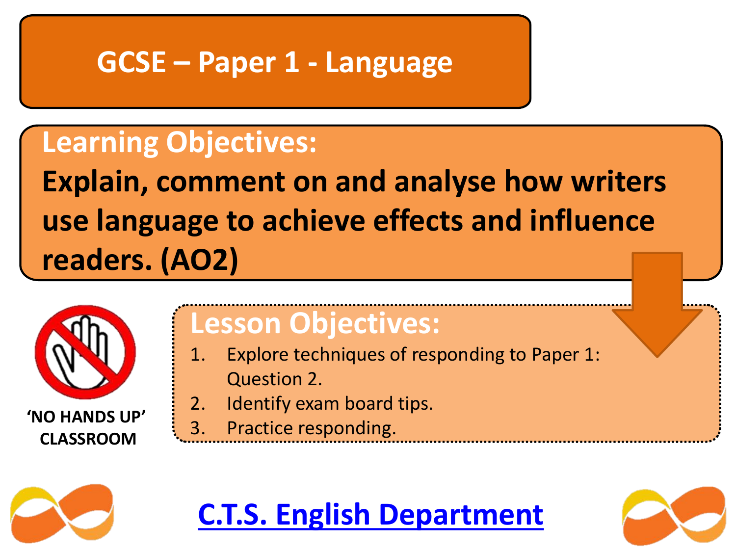# GCSE – Paper 1 - Language

## Learning Objectives:

**Explain, comment on and analyse how writers use language to achieve effects and influence readers. (AO2)**

'NO HANDS UP' CLASSROOM

## Lesson Objectives:

1. Explore techniques of responding to Paper 1: Question 2.
2. Identify exam board tips.
3. Practice responding.

C.T.S. English Department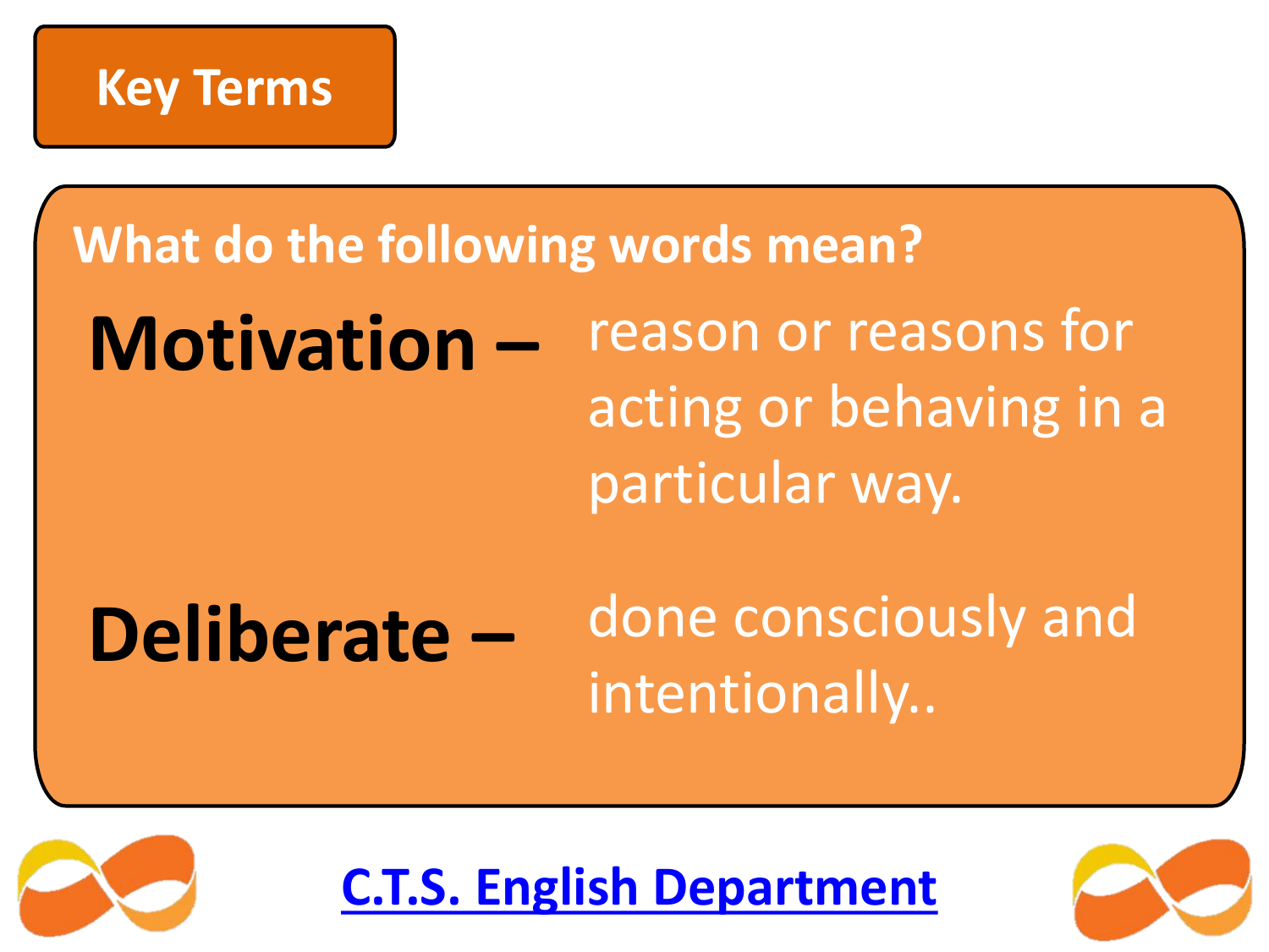## Key Terms

**What do the following words mean?**

**Motivation –** reason or reasons for acting or behaving in a particular way.

**Deliberate –** done consciously and intentionally..

C.T.S. English Department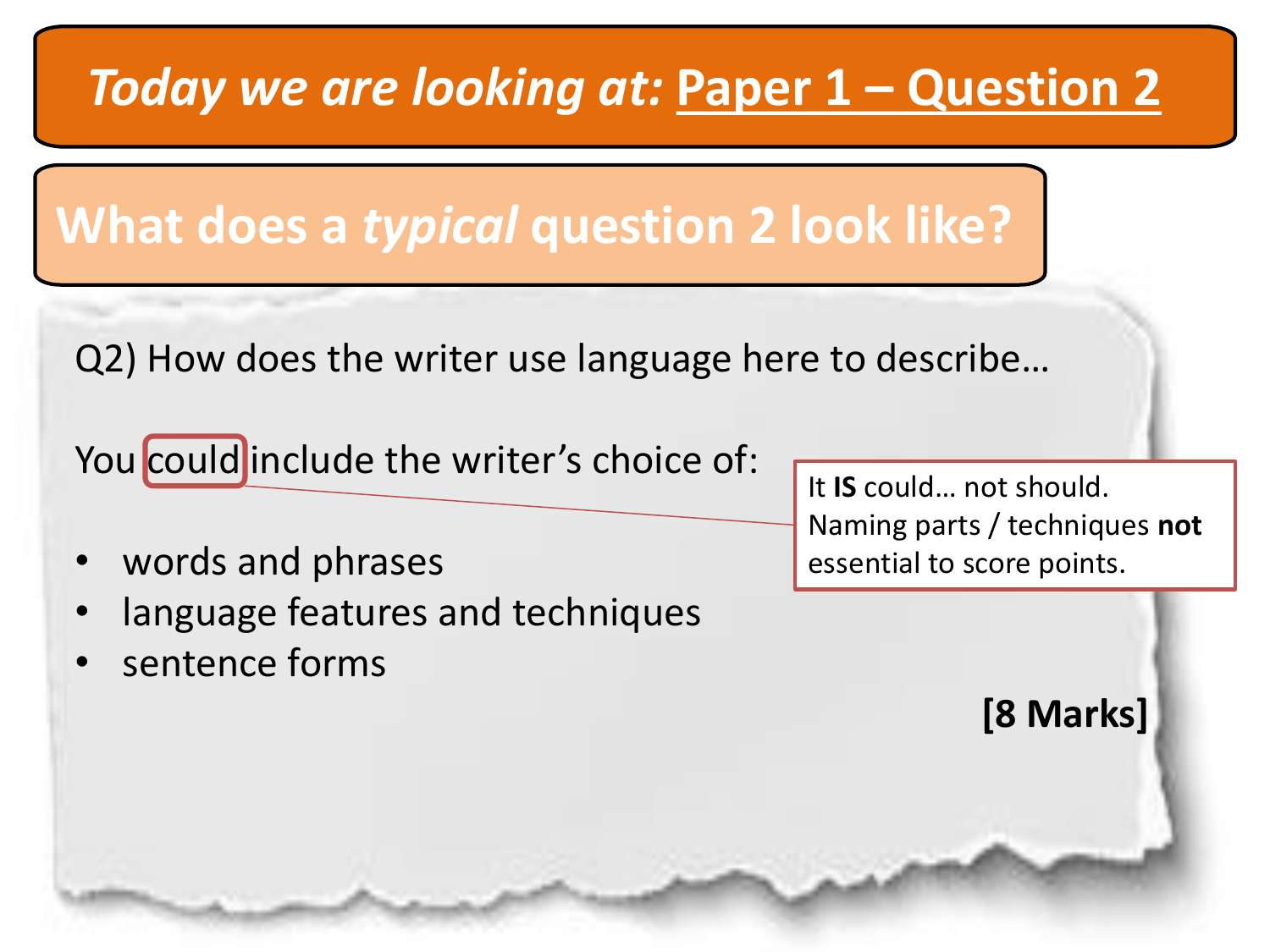# *Today we are looking at:* Paper 1 – Question 2

## What does a *typical* question 2 look like?

Q2) How does the writer use language here to describe…

You could include the writer's choice of:

- words and phrases
- language features and techniques
- sentence forms

**[8 Marks]**

It **IS** could… not should. Naming parts / techniques **not** essential to score points.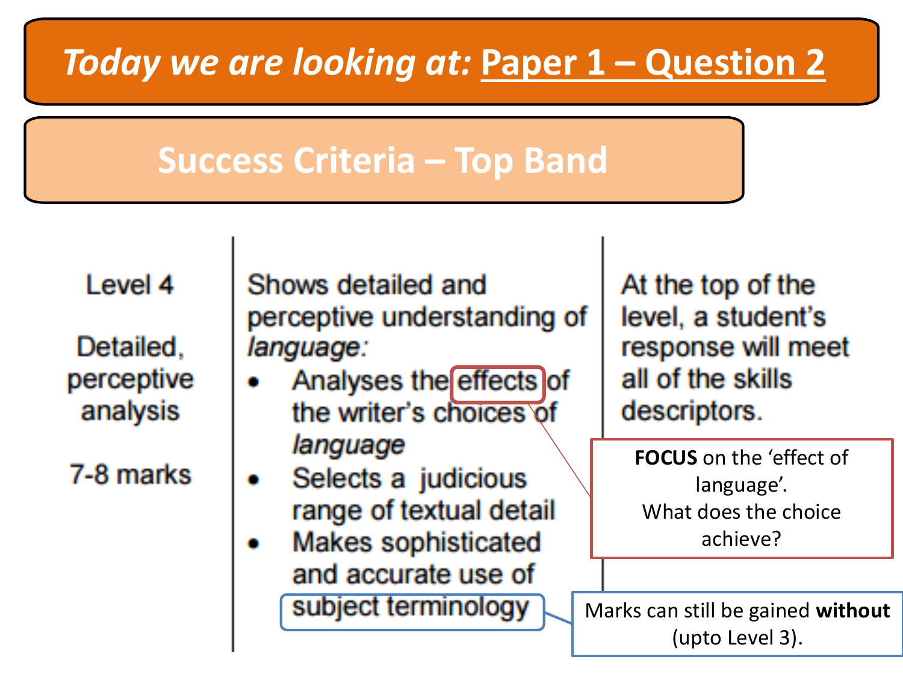# *Today we are looking at:* Paper 1 – Question 2

## Success Criteria – Top Band

| Level 4<br><br>Detailed, perceptive analysis<br><br>7-8 marks | Shows detailed and perceptive understanding of *language*:<br>• Analyses the effects of the writer's choices of *language*<br>• Selects a judicious range of textual detail<br>• Makes sophisticated and accurate use of subject terminology | At the top of the level, a student's response will meet all of the skills descriptors. |
|---|---|---|

**FOCUS** on the 'effect of language'. What does the choice achieve?

Marks can still be gained **without** (upto Level 3).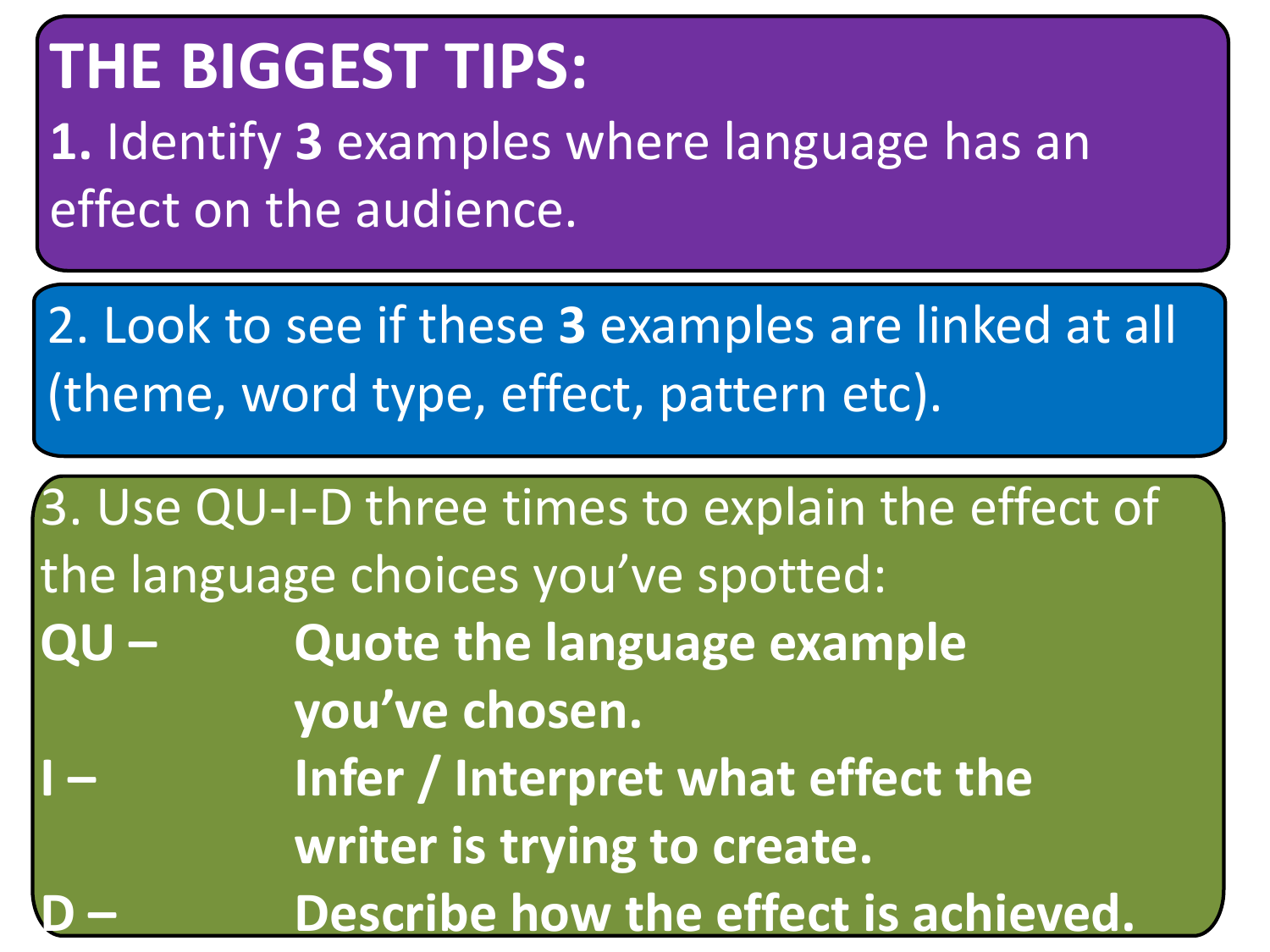# THE BIGGEST TIPS:

**1.** Identify **3** examples where language has an effect on the audience.

2. Look to see if these **3** examples are linked at all (theme, word type, effect, pattern etc).

3. Use QU-I-D three times to explain the effect of the language choices you've spotted:

**QU –** **Quote the language example you've chosen.**

**I –** **Infer / Interpret what effect the writer is trying to create.**

**D –** **Describe how the effect is achieved.**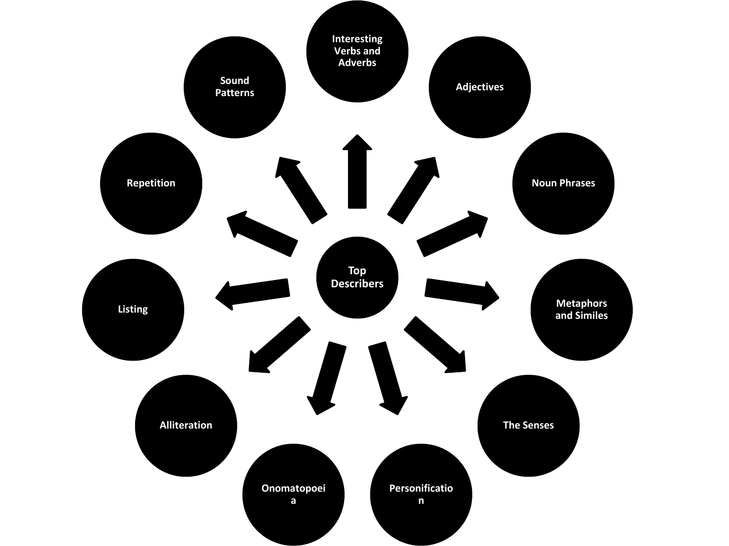# Top Describers

- Interesting Verbs and Adverbs
- Adjectives
- Noun Phrases
- Metaphors and Similes
- The Senses
- Personification
- Onomatopoeia
- Alliteration
- Listing
- Repetition
- Sound Patterns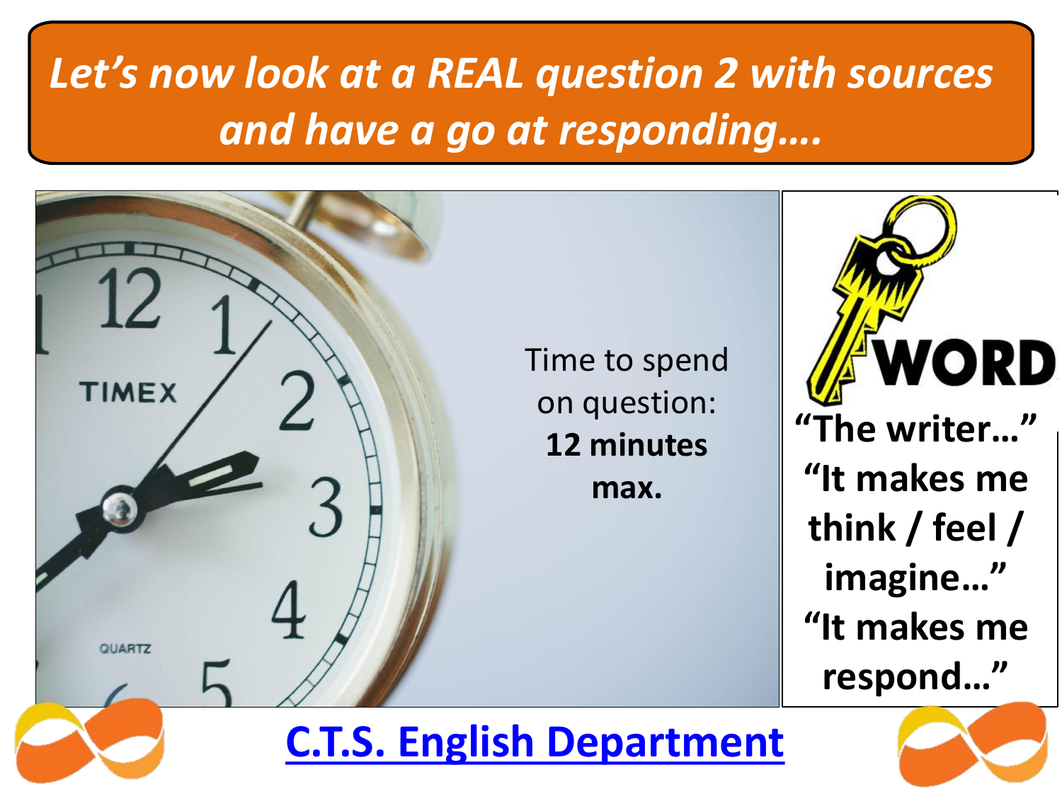# *Let's now look at a REAL question 2 with sources and have a go at responding….*

Time to spend on question: **12 minutes max.**

**"The writer…"**
**"It makes me think / feel / imagine…"**
**"It makes me respond…"**

C.T.S. English Department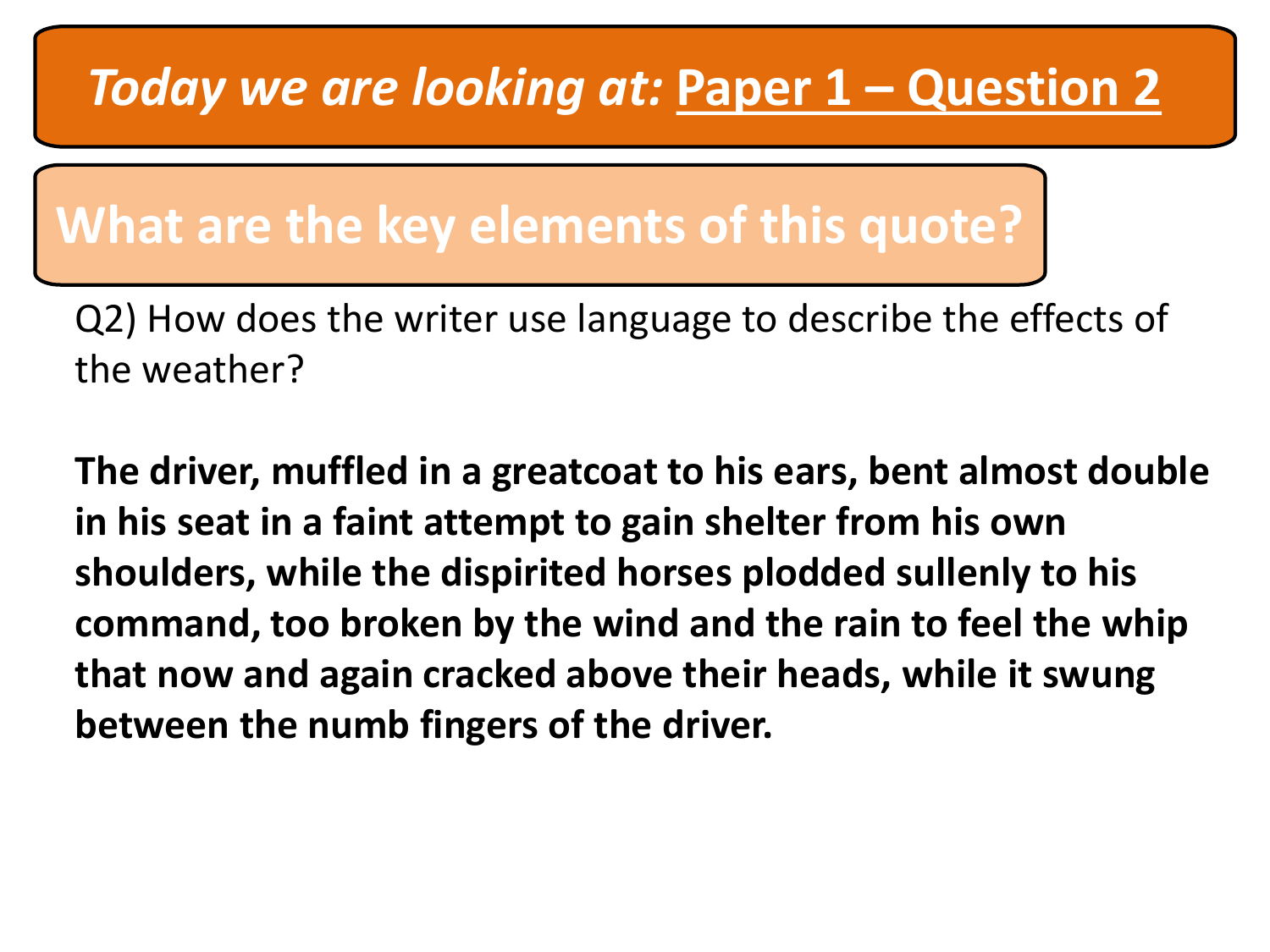# *Today we are looking at:* Paper 1 – Question 2

## What are the key elements of this quote?

Q2) How does the writer use language to describe the effects of the weather?

**The driver, muffled in a greatcoat to his ears, bent almost double in his seat in a faint attempt to gain shelter from his own shoulders, while the dispirited horses plodded sullenly to his command, too broken by the wind and the rain to feel the whip that now and again cracked above their heads, while it swung between the numb fingers of the driver.**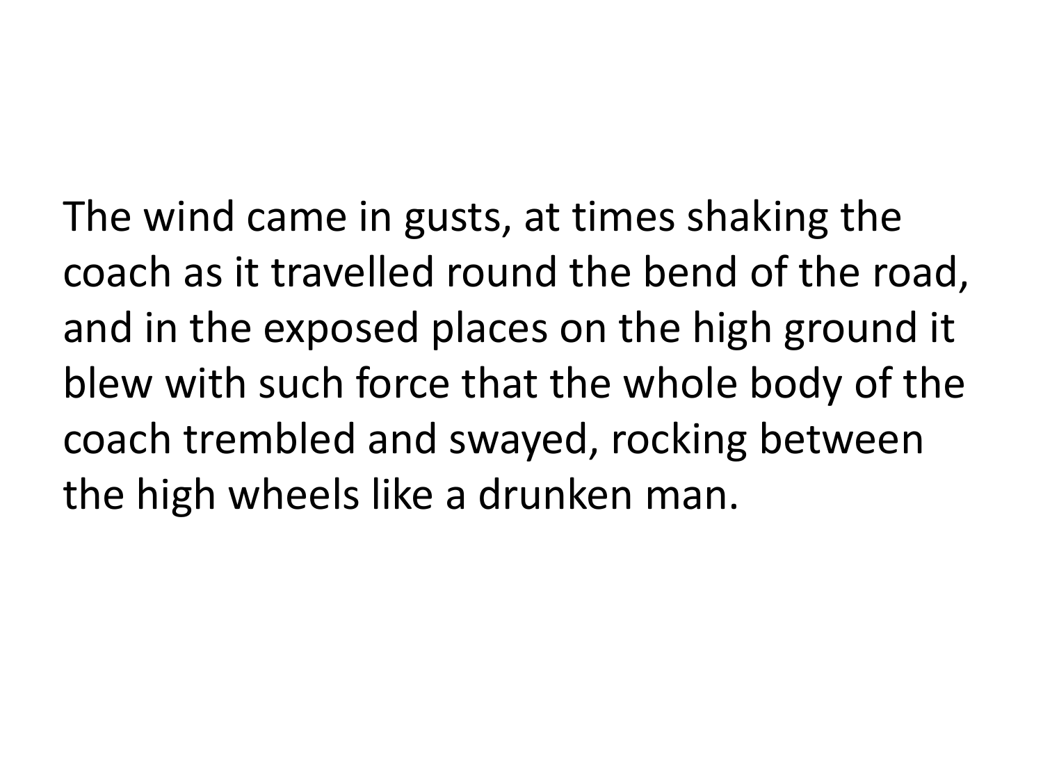The wind came in gusts, at times shaking the coach as it travelled round the bend of the road, and in the exposed places on the high ground it blew with such force that the whole body of the coach trembled and swayed, rocking between the high wheels like a drunken man.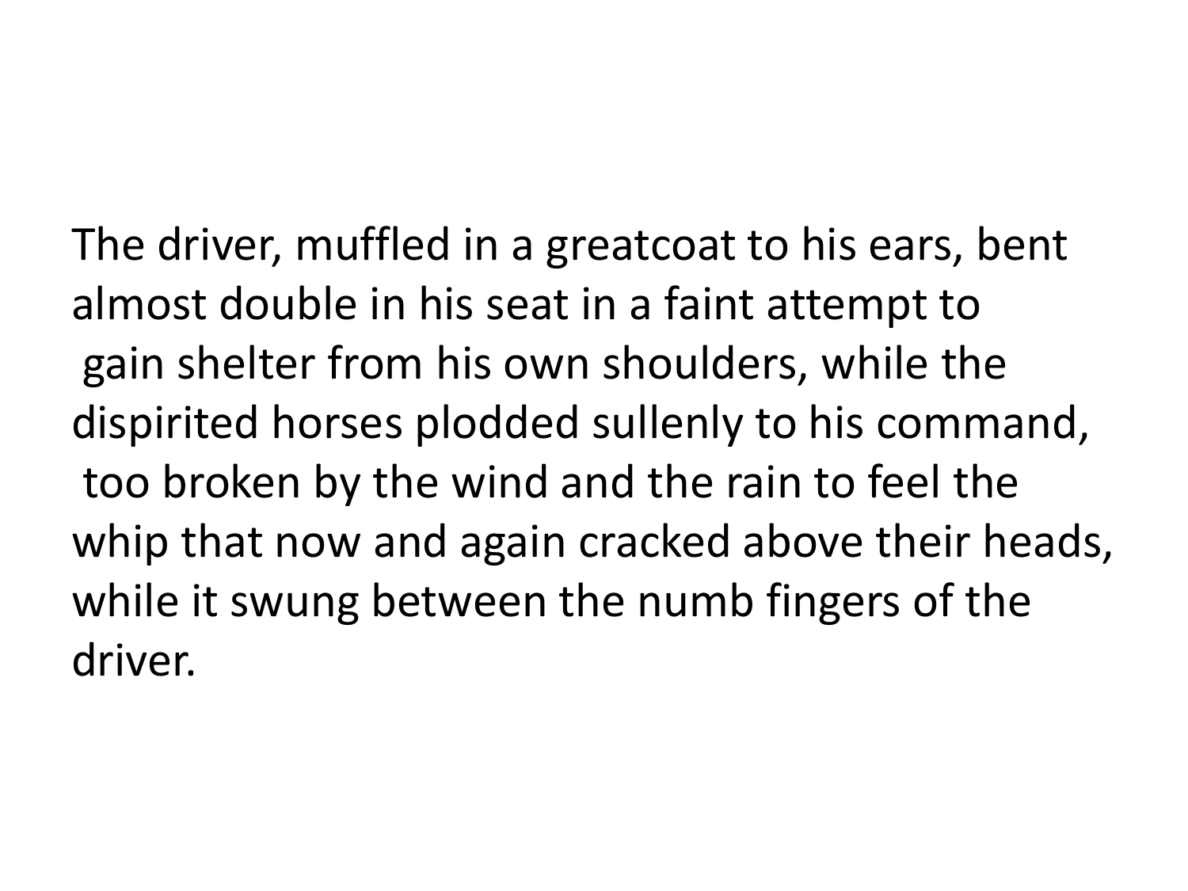The driver, muffled in a greatcoat to his ears, bent almost double in his seat in a faint attempt to gain shelter from his own shoulders, while the dispirited horses plodded sullenly to his command, too broken by the wind and the rain to feel the whip that now and again cracked above their heads, while it swung between the numb fingers of the driver.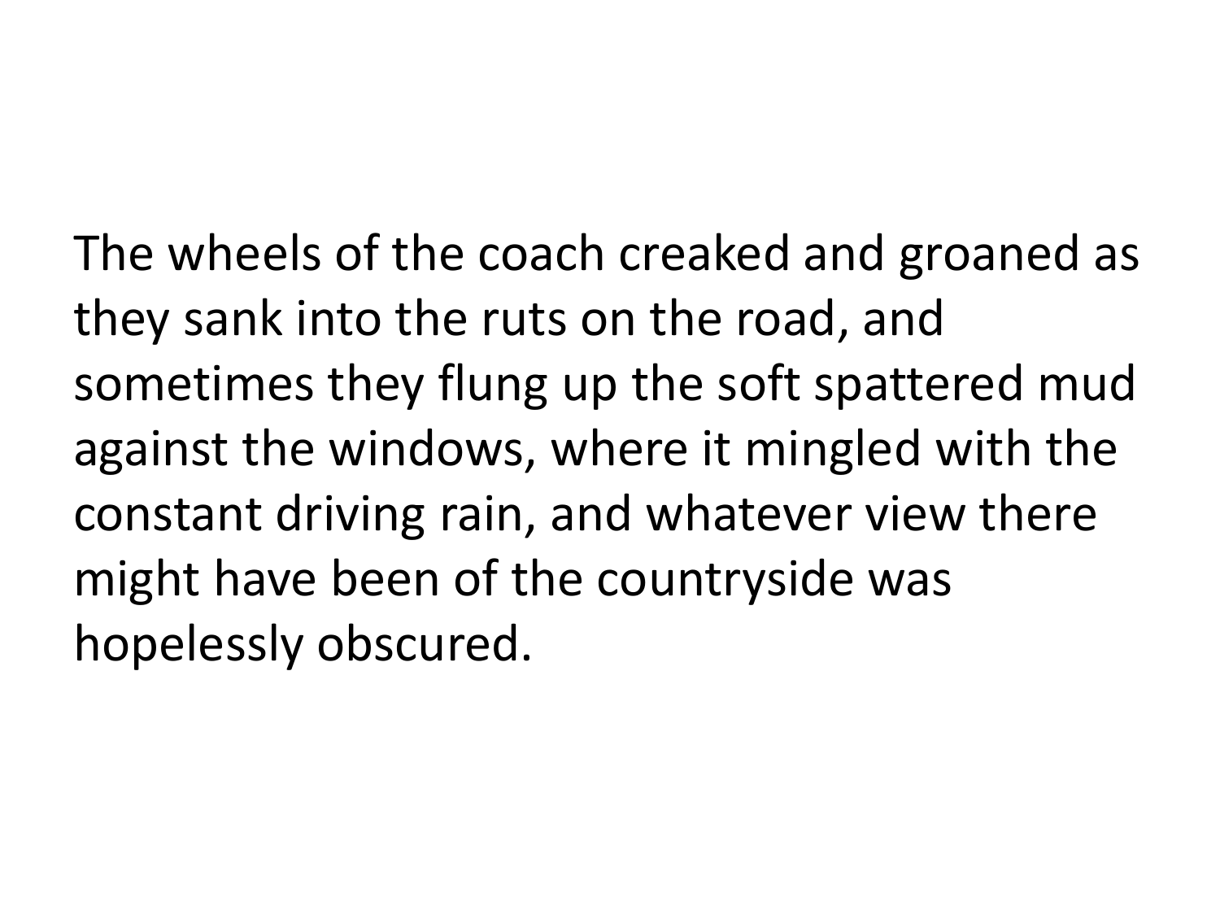The wheels of the coach creaked and groaned as they sank into the ruts on the road, and sometimes they flung up the soft spattered mud against the windows, where it mingled with the constant driving rain, and whatever view there might have been of the countryside was hopelessly obscured.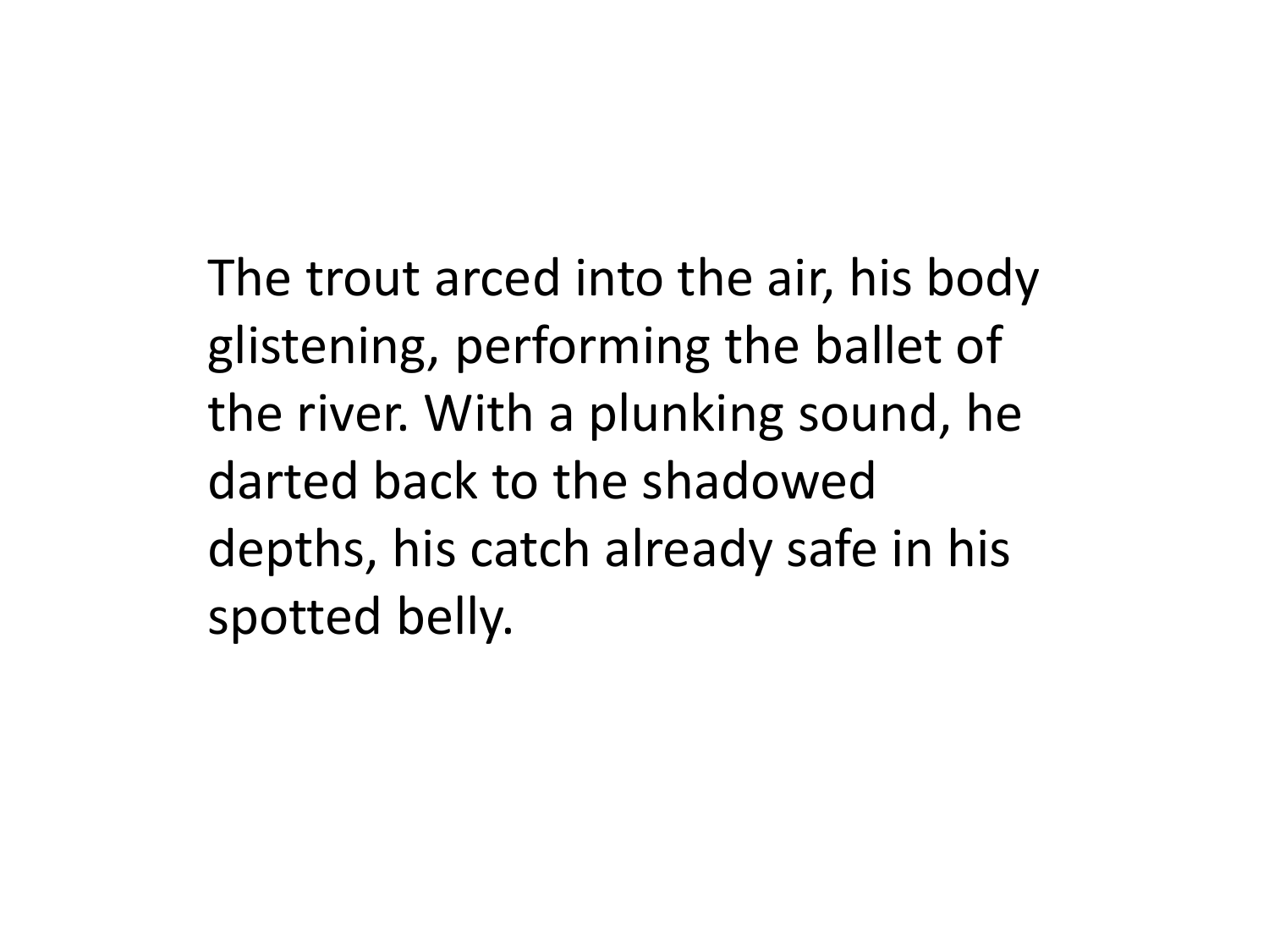The trout arced into the air, his body glistening, performing the ballet of the river. With a plunking sound, he darted back to the shadowed depths, his catch already safe in his spotted belly.